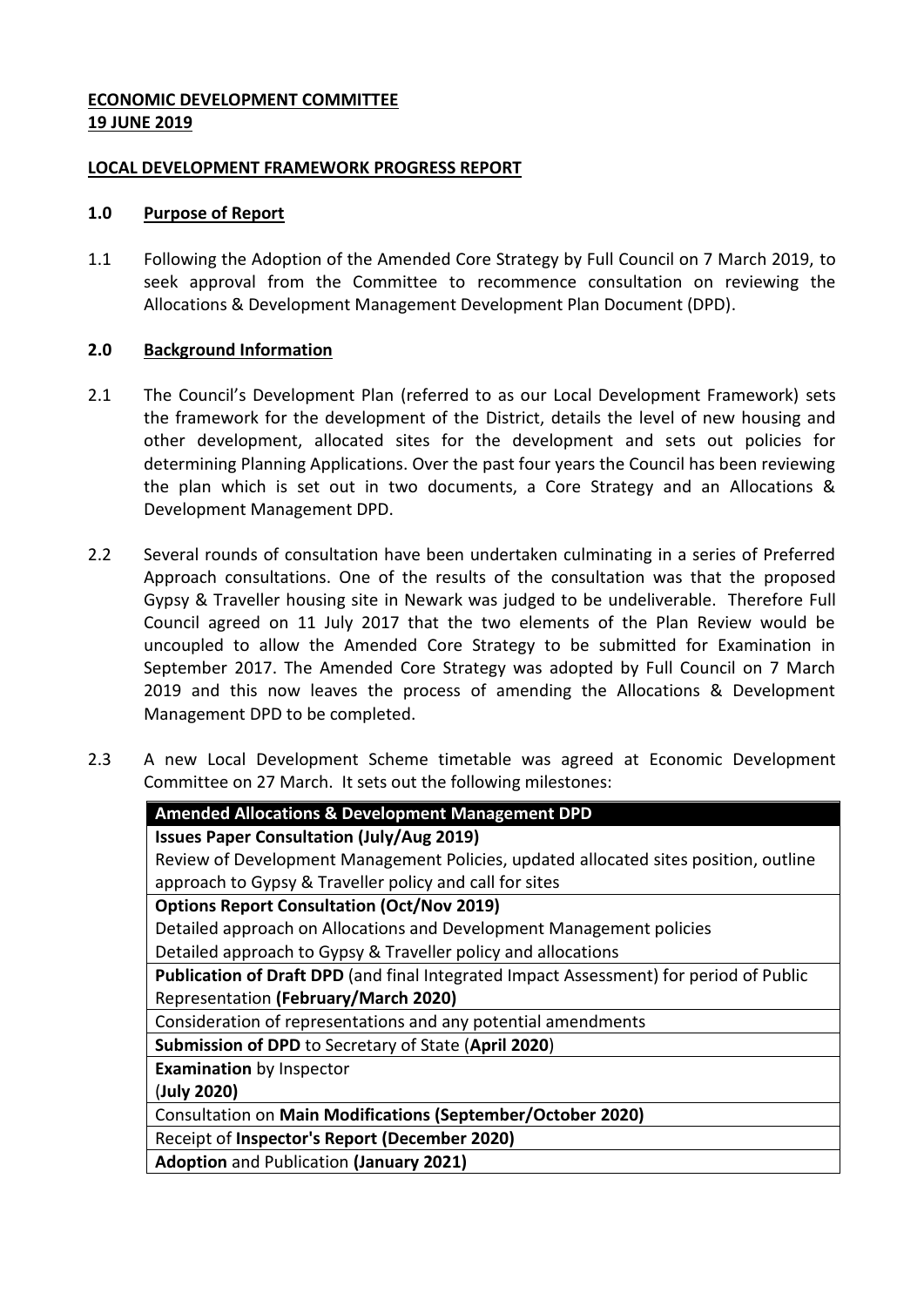**<u>ECONOMIC DEVELOPMENT COMMITTEE</u>**
**<u>19 JUNE 2019</u>**

**<u>LOCAL DEVELOPMENT FRAMEWORK PROGRESS REPORT</u>**

## 1.0 Purpose of Report

1.1 Following the Adoption of the Amended Core Strategy by Full Council on 7 March 2019, to seek approval from the Committee to recommence consultation on reviewing the Allocations & Development Management Development Plan Document (DPD).

## 2.0 Background Information

2.1 The Council's Development Plan (referred to as our Local Development Framework) sets the framework for the development of the District, details the level of new housing and other development, allocated sites for the development and sets out policies for determining Planning Applications. Over the past four years the Council has been reviewing the plan which is set out in two documents, a Core Strategy and an Allocations & Development Management DPD.

2.2 Several rounds of consultation have been undertaken culminating in a series of Preferred Approach consultations. One of the results of the consultation was that the proposed Gypsy & Traveller housing site in Newark was judged to be undeliverable. Therefore Full Council agreed on 11 July 2017 that the two elements of the Plan Review would be uncoupled to allow the Amended Core Strategy to be submitted for Examination in September 2017. The Amended Core Strategy was adopted by Full Council on 7 March 2019 and this now leaves the process of amending the Allocations & Development Management DPD to be completed.

2.3 A new Local Development Scheme timetable was agreed at Economic Development Committee on 27 March. It sets out the following milestones:

| **Amended Allocations & Development Management DPD** |
|---|
| **Issues Paper Consultation (July/Aug 2019)**<br>Review of Development Management Policies, updated allocated sites position, outline approach to Gypsy & Traveller policy and call for sites |
| **Options Report Consultation (Oct/Nov 2019)**<br>Detailed approach on Allocations and Development Management policies<br>Detailed approach to Gypsy & Traveller policy and allocations |
| **Publication of Draft DPD** (and final Integrated Impact Assessment) for period of Public Representation **(February/March 2020)** |
| Consideration of representations and any potential amendments |
| **Submission of DPD** to Secretary of State (**April 2020**) |
| **Examination** by Inspector<br>(**July 2020)** |
| Consultation on **Main Modifications (September/October 2020)** |
| Receipt of **Inspector's Report (December 2020)** |
| **Adoption** and Publication **(January 2021)** |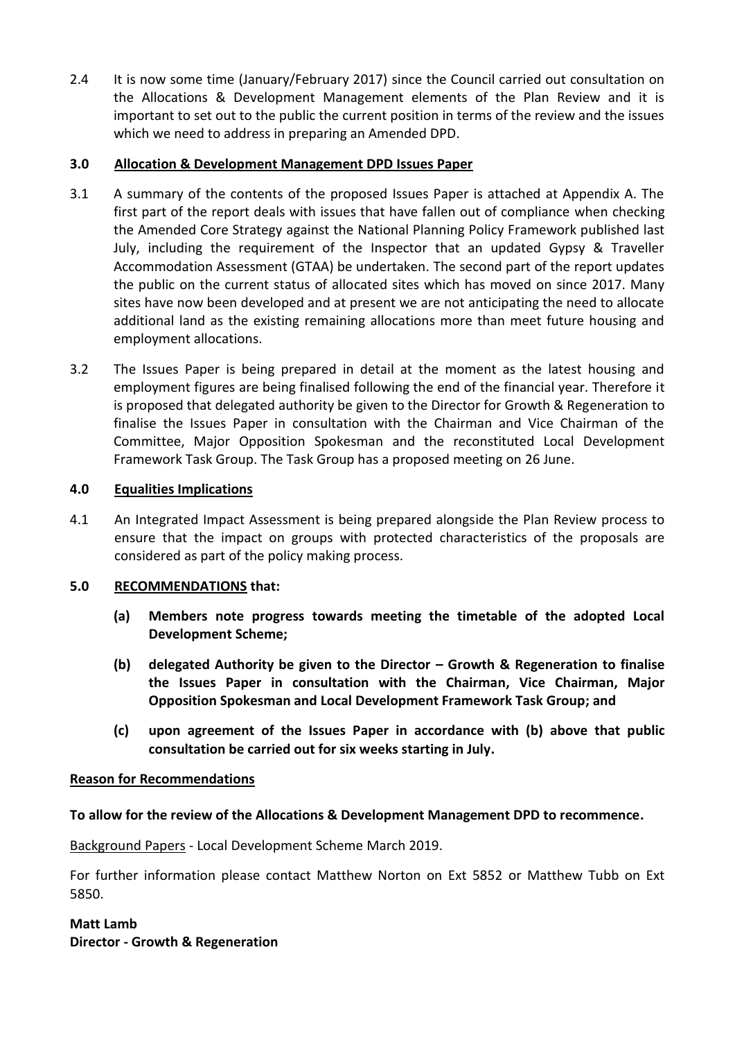2.4 It is now some time (January/February 2017) since the Council carried out consultation on the Allocations & Development Management elements of the Plan Review and it is important to set out to the public the current position in terms of the review and the issues which we need to address in preparing an Amended DPD.

## 3.0 Allocation & Development Management DPD Issues Paper

3.1 A summary of the contents of the proposed Issues Paper is attached at Appendix A. The first part of the report deals with issues that have fallen out of compliance when checking the Amended Core Strategy against the National Planning Policy Framework published last July, including the requirement of the Inspector that an updated Gypsy & Traveller Accommodation Assessment (GTAA) be undertaken. The second part of the report updates the public on the current status of allocated sites which has moved on since 2017. Many sites have now been developed and at present we are not anticipating the need to allocate additional land as the existing remaining allocations more than meet future housing and employment allocations.

3.2 The Issues Paper is being prepared in detail at the moment as the latest housing and employment figures are being finalised following the end of the financial year. Therefore it is proposed that delegated authority be given to the Director for Growth & Regeneration to finalise the Issues Paper in consultation with the Chairman and Vice Chairman of the Committee, Major Opposition Spokesman and the reconstituted Local Development Framework Task Group. The Task Group has a proposed meeting on 26 June.

## 4.0 Equalities Implications

4.1 An Integrated Impact Assessment is being prepared alongside the Plan Review process to ensure that the impact on groups with protected characteristics of the proposals are considered as part of the policy making process.

## 5.0 RECOMMENDATIONS that:

**(a) Members note progress towards meeting the timetable of the adopted Local Development Scheme;**

**(b) delegated Authority be given to the Director – Growth & Regeneration to finalise the Issues Paper in consultation with the Chairman, Vice Chairman, Major Opposition Spokesman and Local Development Framework Task Group; and**

**(c) upon agreement of the Issues Paper in accordance with (b) above that public consultation be carried out for six weeks starting in July.**

**Reason for Recommendations**

**To allow for the review of the Allocations & Development Management DPD to recommence.**

Background Papers - Local Development Scheme March 2019.

For further information please contact Matthew Norton on Ext 5852 or Matthew Tubb on Ext 5850.

**Matt Lamb**
**Director - Growth & Regeneration**